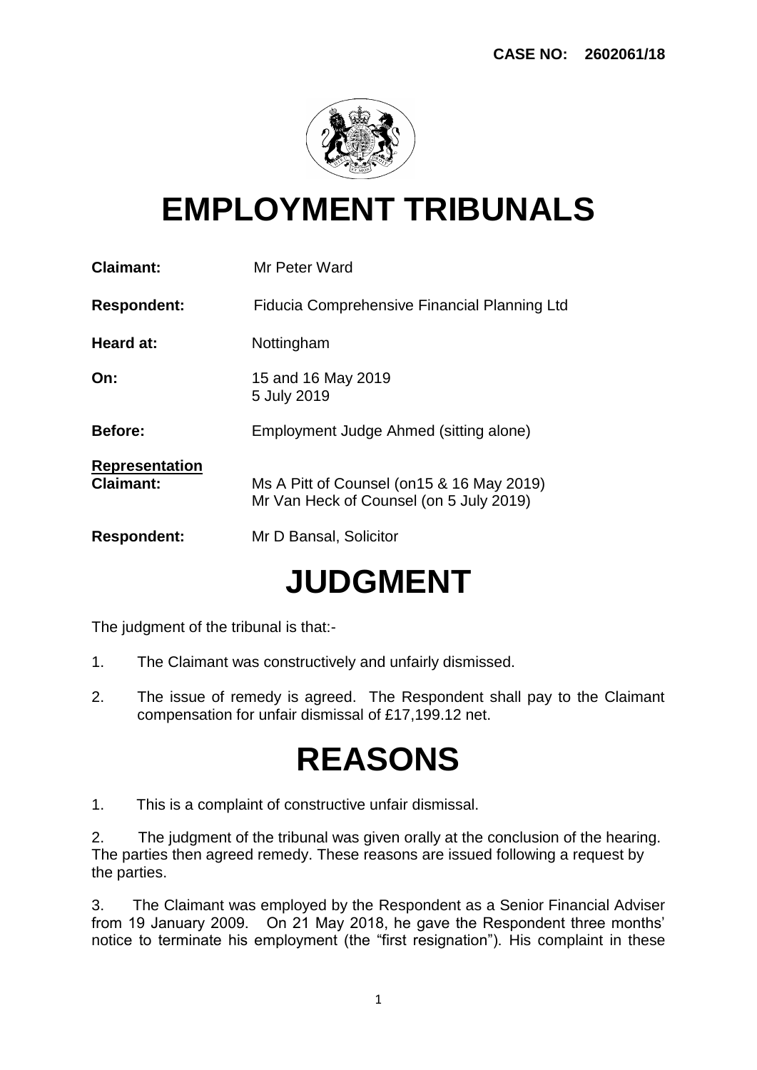**CASE NO: 2602061/18**

# EMPLOYMENT TRIBUNALS

**Claimant:** Mr Peter Ward

**Respondent:** Fiducia Comprehensive Financial Planning Ltd

**Heard at:** Nottingham

**On:** 15 and 16 May 2019
5 July 2019

**Before:** Employment Judge Ahmed (sitting alone)

**<u>Representation</u>**
**Claimant:** Ms A Pitt of Counsel (on15 & 16 May 2019)
Mr Van Heck of Counsel (on 5 July 2019)

**Respondent:** Mr D Bansal, Solicitor

# JUDGMENT

The judgment of the tribunal is that:-

1. The Claimant was constructively and unfairly dismissed.

2. The issue of remedy is agreed. The Respondent shall pay to the Claimant compensation for unfair dismissal of £17,199.12 net.

# REASONS

1. This is a complaint of constructive unfair dismissal.

2. The judgment of the tribunal was given orally at the conclusion of the hearing. The parties then agreed remedy. These reasons are issued following a request by the parties.

3. The Claimant was employed by the Respondent as a Senior Financial Adviser from 19 January 2009. On 21 May 2018, he gave the Respondent three months' notice to terminate his employment (the "first resignation"). His complaint in these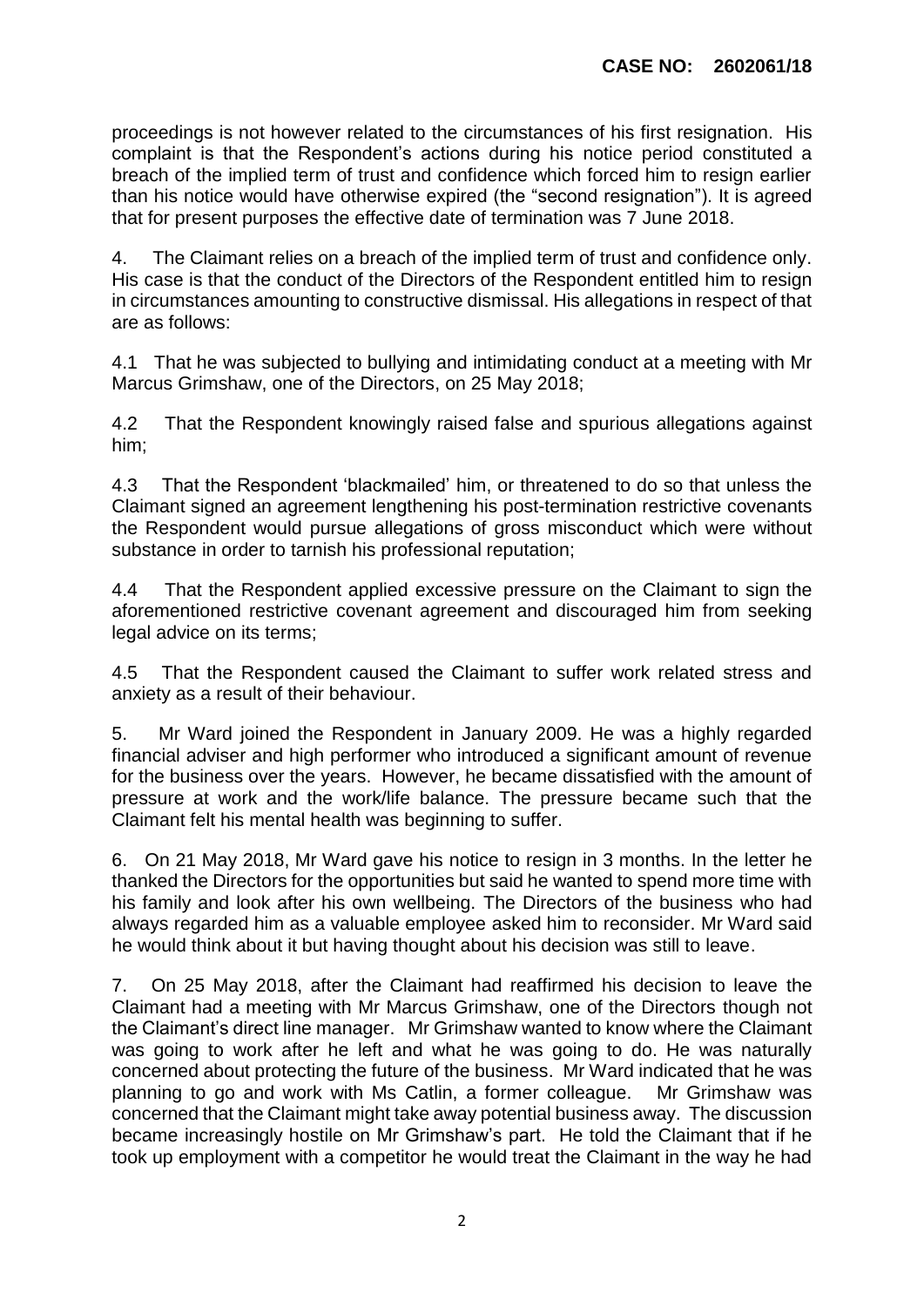proceedings is not however related to the circumstances of his first resignation. His complaint is that the Respondent's actions during his notice period constituted a breach of the implied term of trust and confidence which forced him to resign earlier than his notice would have otherwise expired (the "second resignation"). It is agreed that for present purposes the effective date of termination was 7 June 2018.

4. The Claimant relies on a breach of the implied term of trust and confidence only. His case is that the conduct of the Directors of the Respondent entitled him to resign in circumstances amounting to constructive dismissal. His allegations in respect of that are as follows:

4.1 That he was subjected to bullying and intimidating conduct at a meeting with Mr Marcus Grimshaw, one of the Directors, on 25 May 2018;

4.2 That the Respondent knowingly raised false and spurious allegations against him;

4.3 That the Respondent 'blackmailed' him, or threatened to do so that unless the Claimant signed an agreement lengthening his post-termination restrictive covenants the Respondent would pursue allegations of gross misconduct which were without substance in order to tarnish his professional reputation;

4.4 That the Respondent applied excessive pressure on the Claimant to sign the aforementioned restrictive covenant agreement and discouraged him from seeking legal advice on its terms;

4.5 That the Respondent caused the Claimant to suffer work related stress and anxiety as a result of their behaviour.

5. Mr Ward joined the Respondent in January 2009. He was a highly regarded financial adviser and high performer who introduced a significant amount of revenue for the business over the years. However, he became dissatisfied with the amount of pressure at work and the work/life balance. The pressure became such that the Claimant felt his mental health was beginning to suffer.

6. On 21 May 2018, Mr Ward gave his notice to resign in 3 months. In the letter he thanked the Directors for the opportunities but said he wanted to spend more time with his family and look after his own wellbeing. The Directors of the business who had always regarded him as a valuable employee asked him to reconsider. Mr Ward said he would think about it but having thought about his decision was still to leave.

7. On 25 May 2018, after the Claimant had reaffirmed his decision to leave the Claimant had a meeting with Mr Marcus Grimshaw, one of the Directors though not the Claimant's direct line manager. Mr Grimshaw wanted to know where the Claimant was going to work after he left and what he was going to do. He was naturally concerned about protecting the future of the business. Mr Ward indicated that he was planning to go and work with Ms Catlin, a former colleague. Mr Grimshaw was concerned that the Claimant might take away potential business away. The discussion became increasingly hostile on Mr Grimshaw's part. He told the Claimant that if he took up employment with a competitor he would treat the Claimant in the way he had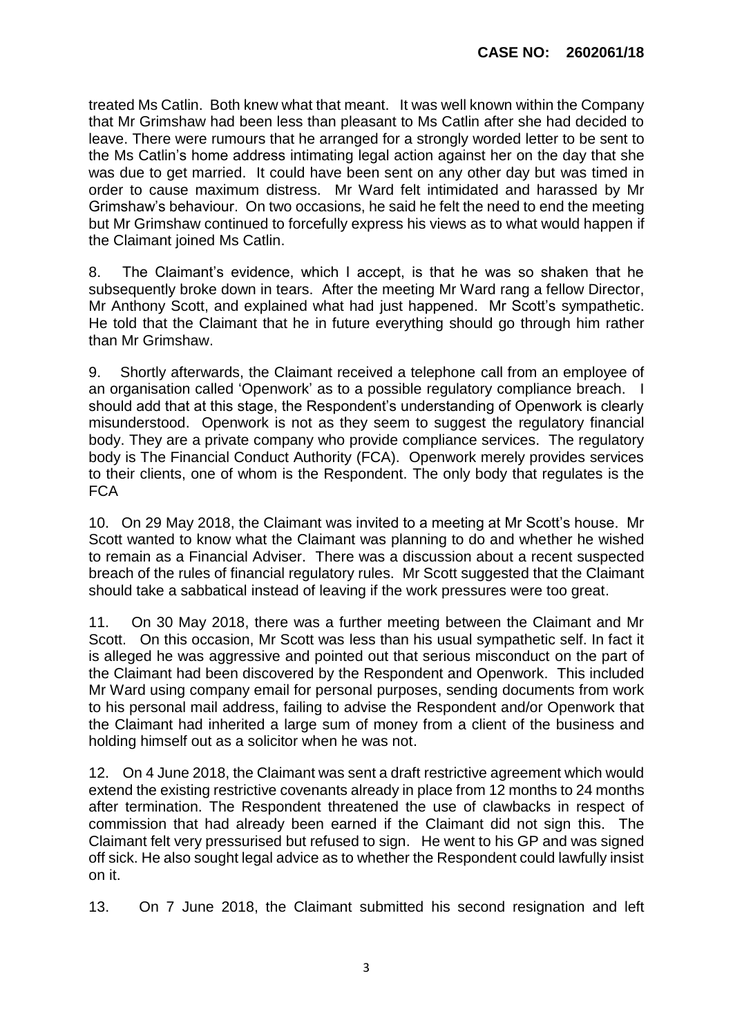treated Ms Catlin. Both knew what that meant. It was well known within the Company that Mr Grimshaw had been less than pleasant to Ms Catlin after she had decided to leave. There were rumours that he arranged for a strongly worded letter to be sent to the Ms Catlin's home address intimating legal action against her on the day that she was due to get married. It could have been sent on any other day but was timed in order to cause maximum distress. Mr Ward felt intimidated and harassed by Mr Grimshaw's behaviour. On two occasions, he said he felt the need to end the meeting but Mr Grimshaw continued to forcefully express his views as to what would happen if the Claimant joined Ms Catlin.

8. The Claimant's evidence, which I accept, is that he was so shaken that he subsequently broke down in tears. After the meeting Mr Ward rang a fellow Director, Mr Anthony Scott, and explained what had just happened. Mr Scott's sympathetic. He told that the Claimant that he in future everything should go through him rather than Mr Grimshaw.

9. Shortly afterwards, the Claimant received a telephone call from an employee of an organisation called 'Openwork' as to a possible regulatory compliance breach. I should add that at this stage, the Respondent's understanding of Openwork is clearly misunderstood. Openwork is not as they seem to suggest the regulatory financial body. They are a private company who provide compliance services. The regulatory body is The Financial Conduct Authority (FCA). Openwork merely provides services to their clients, one of whom is the Respondent. The only body that regulates is the FCA

10. On 29 May 2018, the Claimant was invited to a meeting at Mr Scott's house. Mr Scott wanted to know what the Claimant was planning to do and whether he wished to remain as a Financial Adviser. There was a discussion about a recent suspected breach of the rules of financial regulatory rules. Mr Scott suggested that the Claimant should take a sabbatical instead of leaving if the work pressures were too great.

11. On 30 May 2018, there was a further meeting between the Claimant and Mr Scott. On this occasion, Mr Scott was less than his usual sympathetic self. In fact it is alleged he was aggressive and pointed out that serious misconduct on the part of the Claimant had been discovered by the Respondent and Openwork. This included Mr Ward using company email for personal purposes, sending documents from work to his personal mail address, failing to advise the Respondent and/or Openwork that the Claimant had inherited a large sum of money from a client of the business and holding himself out as a solicitor when he was not.

12. On 4 June 2018, the Claimant was sent a draft restrictive agreement which would extend the existing restrictive covenants already in place from 12 months to 24 months after termination. The Respondent threatened the use of clawbacks in respect of commission that had already been earned if the Claimant did not sign this. The Claimant felt very pressurised but refused to sign. He went to his GP and was signed off sick. He also sought legal advice as to whether the Respondent could lawfully insist on it.

13. On 7 June 2018, the Claimant submitted his second resignation and left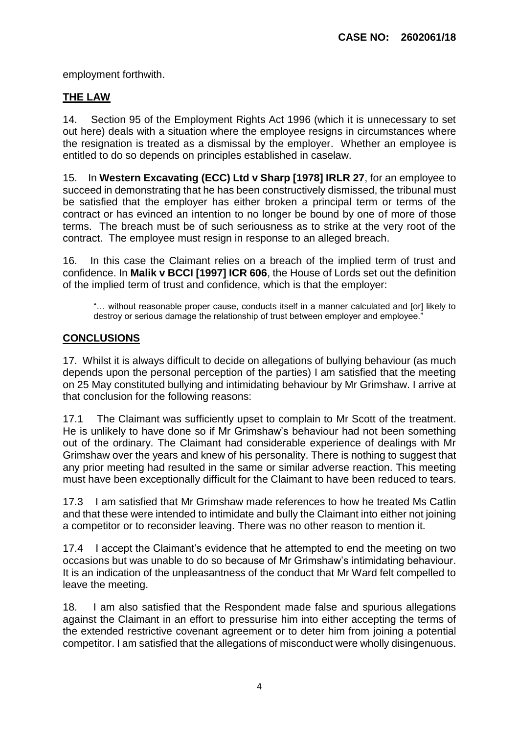employment forthwith.

## THE LAW

14. Section 95 of the Employment Rights Act 1996 (which it is unnecessary to set out here) deals with a situation where the employee resigns in circumstances where the resignation is treated as a dismissal by the employer. Whether an employee is entitled to do so depends on principles established in caselaw.

15. In **Western Excavating (ECC) Ltd v Sharp [1978] IRLR 27**, for an employee to succeed in demonstrating that he has been constructively dismissed, the tribunal must be satisfied that the employer has either broken a principal term or terms of the contract or has evinced an intention to no longer be bound by one of more of those terms. The breach must be of such seriousness as to strike at the very root of the contract. The employee must resign in response to an alleged breach.

16. In this case the Claimant relies on a breach of the implied term of trust and confidence. In **Malik v BCCI [1997] ICR 606**, the House of Lords set out the definition of the implied term of trust and confidence, which is that the employer:

> "… without reasonable proper cause, conducts itself in a manner calculated and [or] likely to destroy or serious damage the relationship of trust between employer and employee."

## CONCLUSIONS

17. Whilst it is always difficult to decide on allegations of bullying behaviour (as much depends upon the personal perception of the parties) I am satisfied that the meeting on 25 May constituted bullying and intimidating behaviour by Mr Grimshaw. I arrive at that conclusion for the following reasons:

17.1 The Claimant was sufficiently upset to complain to Mr Scott of the treatment. He is unlikely to have done so if Mr Grimshaw's behaviour had not been something out of the ordinary. The Claimant had considerable experience of dealings with Mr Grimshaw over the years and knew of his personality. There is nothing to suggest that any prior meeting had resulted in the same or similar adverse reaction. This meeting must have been exceptionally difficult for the Claimant to have been reduced to tears.

17.3 I am satisfied that Mr Grimshaw made references to how he treated Ms Catlin and that these were intended to intimidate and bully the Claimant into either not joining a competitor or to reconsider leaving. There was no other reason to mention it.

17.4 I accept the Claimant's evidence that he attempted to end the meeting on two occasions but was unable to do so because of Mr Grimshaw's intimidating behaviour. It is an indication of the unpleasantness of the conduct that Mr Ward felt compelled to leave the meeting.

18. I am also satisfied that the Respondent made false and spurious allegations against the Claimant in an effort to pressurise him into either accepting the terms of the extended restrictive covenant agreement or to deter him from joining a potential competitor. I am satisfied that the allegations of misconduct were wholly disingenuous.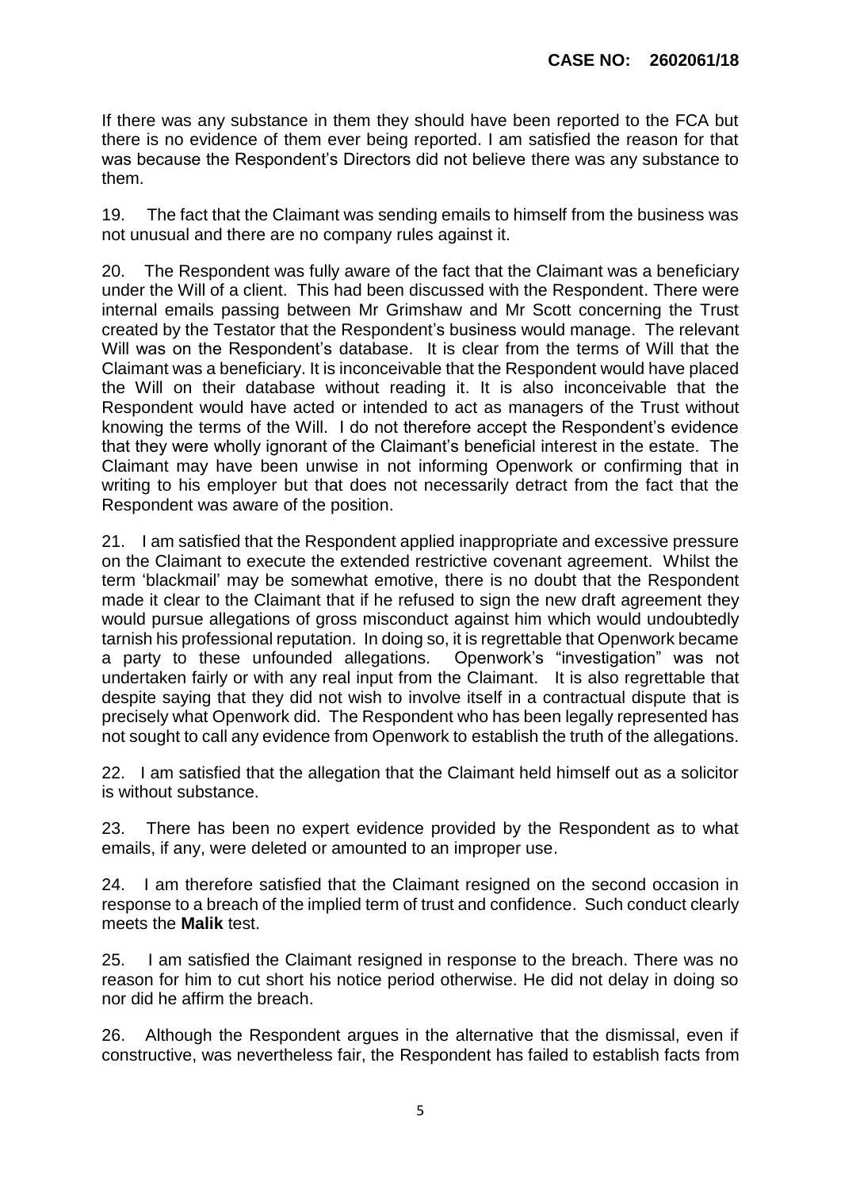If there was any substance in them they should have been reported to the FCA but there is no evidence of them ever being reported. I am satisfied the reason for that was because the Respondent's Directors did not believe there was any substance to them.

19. The fact that the Claimant was sending emails to himself from the business was not unusual and there are no company rules against it.

20. The Respondent was fully aware of the fact that the Claimant was a beneficiary under the Will of a client. This had been discussed with the Respondent. There were internal emails passing between Mr Grimshaw and Mr Scott concerning the Trust created by the Testator that the Respondent's business would manage. The relevant Will was on the Respondent's database. It is clear from the terms of Will that the Claimant was a beneficiary. It is inconceivable that the Respondent would have placed the Will on their database without reading it. It is also inconceivable that the Respondent would have acted or intended to act as managers of the Trust without knowing the terms of the Will. I do not therefore accept the Respondent's evidence that they were wholly ignorant of the Claimant's beneficial interest in the estate. The Claimant may have been unwise in not informing Openwork or confirming that in writing to his employer but that does not necessarily detract from the fact that the Respondent was aware of the position.

21. I am satisfied that the Respondent applied inappropriate and excessive pressure on the Claimant to execute the extended restrictive covenant agreement. Whilst the term 'blackmail' may be somewhat emotive, there is no doubt that the Respondent made it clear to the Claimant that if he refused to sign the new draft agreement they would pursue allegations of gross misconduct against him which would undoubtedly tarnish his professional reputation. In doing so, it is regrettable that Openwork became a party to these unfounded allegations. Openwork's "investigation" was not undertaken fairly or with any real input from the Claimant. It is also regrettable that despite saying that they did not wish to involve itself in a contractual dispute that is precisely what Openwork did. The Respondent who has been legally represented has not sought to call any evidence from Openwork to establish the truth of the allegations.

22. I am satisfied that the allegation that the Claimant held himself out as a solicitor is without substance.

23. There has been no expert evidence provided by the Respondent as to what emails, if any, were deleted or amounted to an improper use.

24. I am therefore satisfied that the Claimant resigned on the second occasion in response to a breach of the implied term of trust and confidence. Such conduct clearly meets the **Malik** test.

25. I am satisfied the Claimant resigned in response to the breach. There was no reason for him to cut short his notice period otherwise. He did not delay in doing so nor did he affirm the breach.

26. Although the Respondent argues in the alternative that the dismissal, even if constructive, was nevertheless fair, the Respondent has failed to establish facts from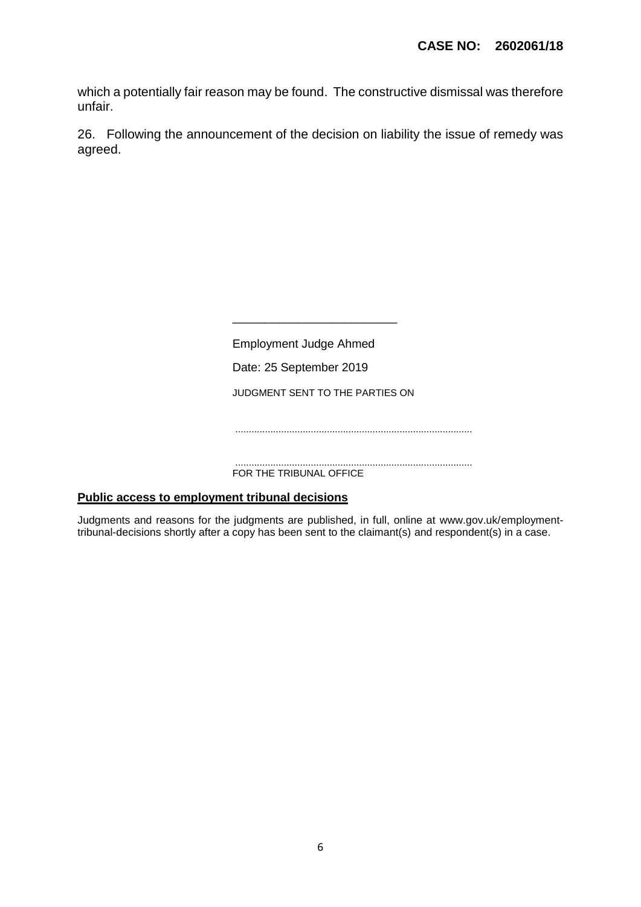which a potentially fair reason may be found. The constructive dismissal was therefore unfair.

26. Following the announcement of the decision on liability the issue of remedy was agreed.

\_\_\_\_\_\_\_\_\_\_\_\_\_\_\_\_\_\_\_\_\_\_\_\_\_\_\_

Employment Judge Ahmed

Date: 25 September 2019

JUDGMENT SENT TO THE PARTIES ON

.......................................................................................

.......................................................................................
FOR THE TRIBUNAL OFFICE

**Public access to employment tribunal decisions**

Judgments and reasons for the judgments are published, in full, online at www.gov.uk/employment-tribunal-decisions shortly after a copy has been sent to the claimant(s) and respondent(s) in a case.